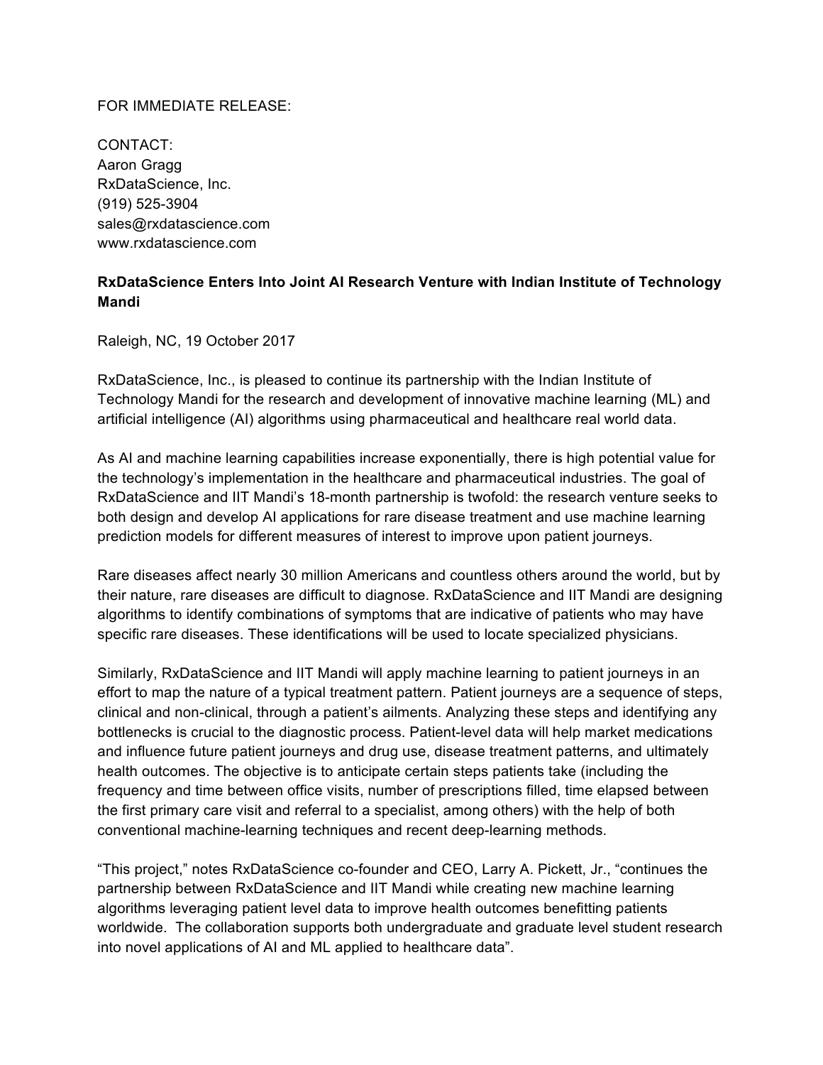FOR IMMEDIATE RELEASE:

CONTACT:
Aaron Gragg
RxDataScience, Inc.
(919) 525-3904
sales@rxdatascience.com
www.rxdatascience.com

**RxDataScience Enters Into Joint AI Research Venture with Indian Institute of Technology Mandi**

Raleigh, NC, 19 October 2017

RxDataScience, Inc., is pleased to continue its partnership with the Indian Institute of Technology Mandi for the research and development of innovative machine learning (ML) and artificial intelligence (AI) algorithms using pharmaceutical and healthcare real world data.

As AI and machine learning capabilities increase exponentially, there is high potential value for the technology's implementation in the healthcare and pharmaceutical industries. The goal of RxDataScience and IIT Mandi's 18-month partnership is twofold: the research venture seeks to both design and develop AI applications for rare disease treatment and use machine learning prediction models for different measures of interest to improve upon patient journeys.

Rare diseases affect nearly 30 million Americans and countless others around the world, but by their nature, rare diseases are difficult to diagnose. RxDataScience and IIT Mandi are designing algorithms to identify combinations of symptoms that are indicative of patients who may have specific rare diseases. These identifications will be used to locate specialized physicians.

Similarly, RxDataScience and IIT Mandi will apply machine learning to patient journeys in an effort to map the nature of a typical treatment pattern. Patient journeys are a sequence of steps, clinical and non-clinical, through a patient's ailments. Analyzing these steps and identifying any bottlenecks is crucial to the diagnostic process. Patient-level data will help market medications and influence future patient journeys and drug use, disease treatment patterns, and ultimately health outcomes. The objective is to anticipate certain steps patients take (including the frequency and time between office visits, number of prescriptions filled, time elapsed between the first primary care visit and referral to a specialist, among others) with the help of both conventional machine-learning techniques and recent deep-learning methods.

"This project," notes RxDataScience co-founder and CEO, Larry A. Pickett, Jr., "continues the partnership between RxDataScience and IIT Mandi while creating new machine learning algorithms leveraging patient level data to improve health outcomes benefitting patients worldwide. The collaboration supports both undergraduate and graduate level student research into novel applications of AI and ML applied to healthcare data".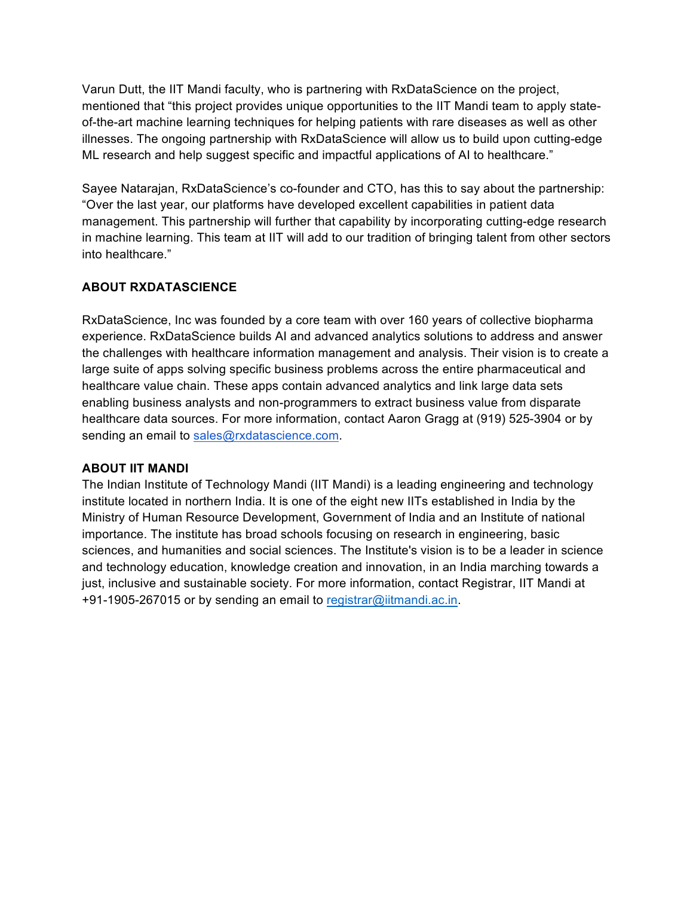Varun Dutt, the IIT Mandi faculty, who is partnering with RxDataScience on the project, mentioned that "this project provides unique opportunities to the IIT Mandi team to apply state-of-the-art machine learning techniques for helping patients with rare diseases as well as other illnesses. The ongoing partnership with RxDataScience will allow us to build upon cutting-edge ML research and help suggest specific and impactful applications of AI to healthcare."

Sayee Natarajan, RxDataScience's co-founder and CTO, has this to say about the partnership: "Over the last year, our platforms have developed excellent capabilities in patient data management. This partnership will further that capability by incorporating cutting-edge research in machine learning. This team at IIT will add to our tradition of bringing talent from other sectors into healthcare."

**ABOUT RXDATASCIENCE**

RxDataScience, Inc was founded by a core team with over 160 years of collective biopharma experience. RxDataScience builds AI and advanced analytics solutions to address and answer the challenges with healthcare information management and analysis. Their vision is to create a large suite of apps solving specific business problems across the entire pharmaceutical and healthcare value chain. These apps contain advanced analytics and link large data sets enabling business analysts and non-programmers to extract business value from disparate healthcare data sources. For more information, contact Aaron Gragg at (919) 525-3904 or by sending an email to sales@rxdatascience.com.

**ABOUT IIT MANDI**

The Indian Institute of Technology Mandi (IIT Mandi) is a leading engineering and technology institute located in northern India. It is one of the eight new IITs established in India by the Ministry of Human Resource Development, Government of India and an Institute of national importance. The institute has broad schools focusing on research in engineering, basic sciences, and humanities and social sciences. The Institute's vision is to be a leader in science and technology education, knowledge creation and innovation, in an India marching towards a just, inclusive and sustainable society. For more information, contact Registrar, IIT Mandi at +91-1905-267015 or by sending an email to registrar@iitmandi.ac.in.